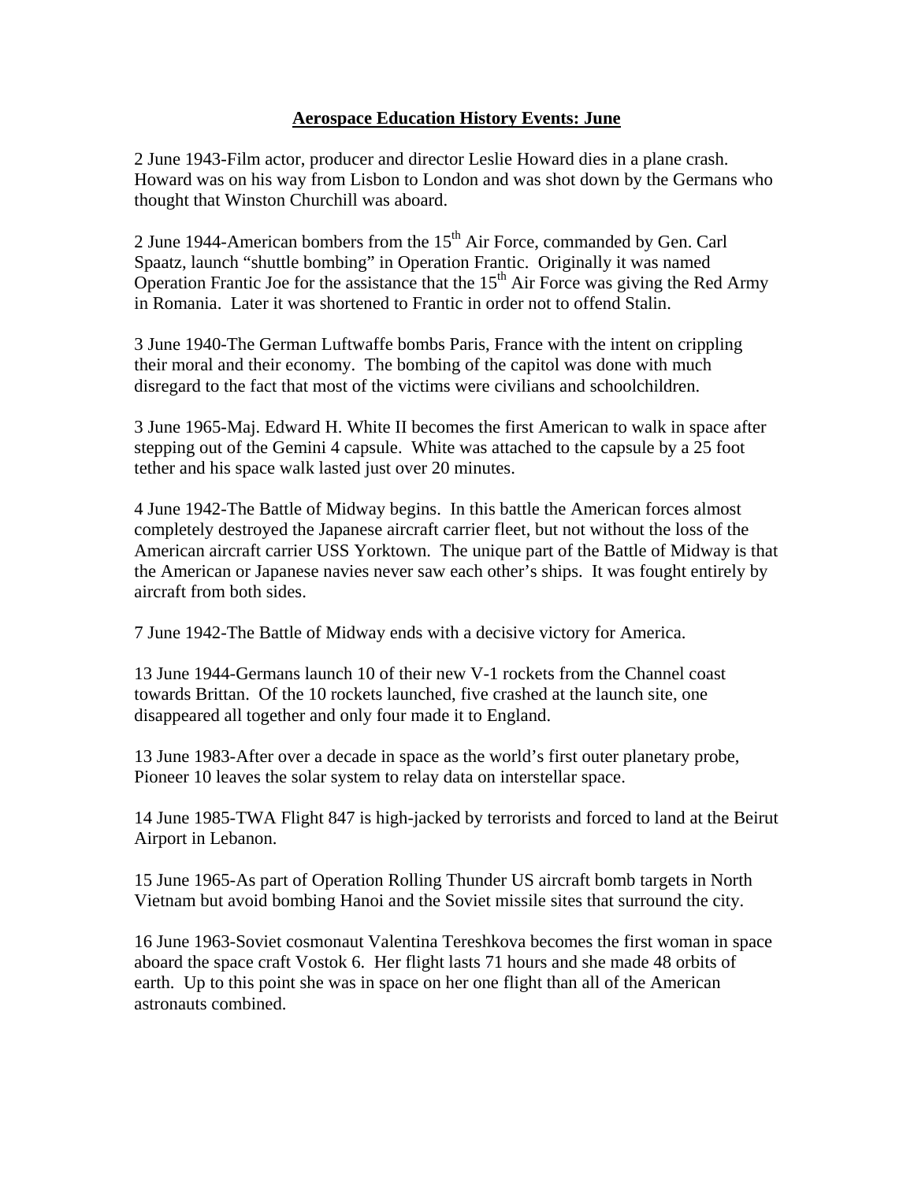## Aerospace Education History Events: June

2 June 1943-Film actor, producer and director Leslie Howard dies in a plane crash. Howard was on his way from Lisbon to London and was shot down by the Germans who thought that Winston Churchill was aboard.

2 June 1944-American bombers from the 15th Air Force, commanded by Gen. Carl Spaatz, launch "shuttle bombing" in Operation Frantic. Originally it was named Operation Frantic Joe for the assistance that the 15th Air Force was giving the Red Army in Romania. Later it was shortened to Frantic in order not to offend Stalin.

3 June 1940-The German Luftwaffe bombs Paris, France with the intent on crippling their moral and their economy. The bombing of the capitol was done with much disregard to the fact that most of the victims were civilians and schoolchildren.

3 June 1965-Maj. Edward H. White II becomes the first American to walk in space after stepping out of the Gemini 4 capsule. White was attached to the capsule by a 25 foot tether and his space walk lasted just over 20 minutes.

4 June 1942-The Battle of Midway begins. In this battle the American forces almost completely destroyed the Japanese aircraft carrier fleet, but not without the loss of the American aircraft carrier USS Yorktown. The unique part of the Battle of Midway is that the American or Japanese navies never saw each other's ships. It was fought entirely by aircraft from both sides.

7 June 1942-The Battle of Midway ends with a decisive victory for America.

13 June 1944-Germans launch 10 of their new V-1 rockets from the Channel coast towards Brittan. Of the 10 rockets launched, five crashed at the launch site, one disappeared all together and only four made it to England.

13 June 1983-After over a decade in space as the world's first outer planetary probe, Pioneer 10 leaves the solar system to relay data on interstellar space.

14 June 1985-TWA Flight 847 is high-jacked by terrorists and forced to land at the Beirut Airport in Lebanon.

15 June 1965-As part of Operation Rolling Thunder US aircraft bomb targets in North Vietnam but avoid bombing Hanoi and the Soviet missile sites that surround the city.

16 June 1963-Soviet cosmonaut Valentina Tereshkova becomes the first woman in space aboard the space craft Vostok 6. Her flight lasts 71 hours and she made 48 orbits of earth. Up to this point she was in space on her one flight than all of the American astronauts combined.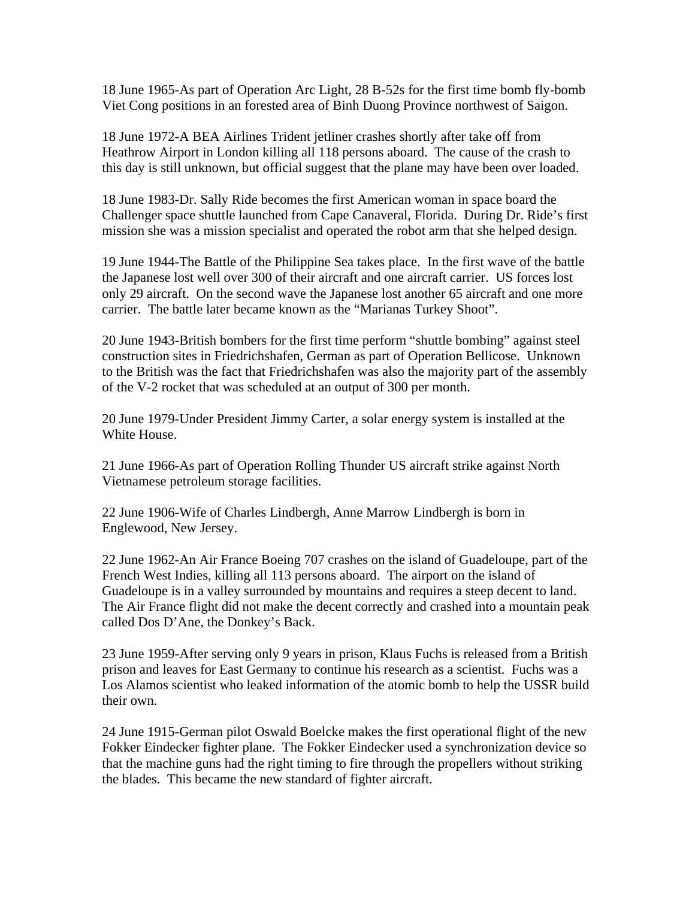18 June 1965-As part of Operation Arc Light, 28 B-52s for the first time bomb fly-bomb Viet Cong positions in an forested area of Binh Duong Province northwest of Saigon.

18 June 1972-A BEA Airlines Trident jetliner crashes shortly after take off from Heathrow Airport in London killing all 118 persons aboard. The cause of the crash to this day is still unknown, but official suggest that the plane may have been over loaded.

18 June 1983-Dr. Sally Ride becomes the first American woman in space board the Challenger space shuttle launched from Cape Canaveral, Florida. During Dr. Ride's first mission she was a mission specialist and operated the robot arm that she helped design.

19 June 1944-The Battle of the Philippine Sea takes place. In the first wave of the battle the Japanese lost well over 300 of their aircraft and one aircraft carrier. US forces lost only 29 aircraft. On the second wave the Japanese lost another 65 aircraft and one more carrier. The battle later became known as the "Marianas Turkey Shoot".

20 June 1943-British bombers for the first time perform "shuttle bombing" against steel construction sites in Friedrichshafen, German as part of Operation Bellicose. Unknown to the British was the fact that Friedrichshafen was also the majority part of the assembly of the V-2 rocket that was scheduled at an output of 300 per month.

20 June 1979-Under President Jimmy Carter, a solar energy system is installed at the White House.

21 June 1966-As part of Operation Rolling Thunder US aircraft strike against North Vietnamese petroleum storage facilities.

22 June 1906-Wife of Charles Lindbergh, Anne Marrow Lindbergh is born in Englewood, New Jersey.

22 June 1962-An Air France Boeing 707 crashes on the island of Guadeloupe, part of the French West Indies, killing all 113 persons aboard. The airport on the island of Guadeloupe is in a valley surrounded by mountains and requires a steep decent to land. The Air France flight did not make the decent correctly and crashed into a mountain peak called Dos D'Ane, the Donkey's Back.

23 June 1959-After serving only 9 years in prison, Klaus Fuchs is released from a British prison and leaves for East Germany to continue his research as a scientist. Fuchs was a Los Alamos scientist who leaked information of the atomic bomb to help the USSR build their own.

24 June 1915-German pilot Oswald Boelcke makes the first operational flight of the new Fokker Eindecker fighter plane. The Fokker Eindecker used a synchronization device so that the machine guns had the right timing to fire through the propellers without striking the blades. This became the new standard of fighter aircraft.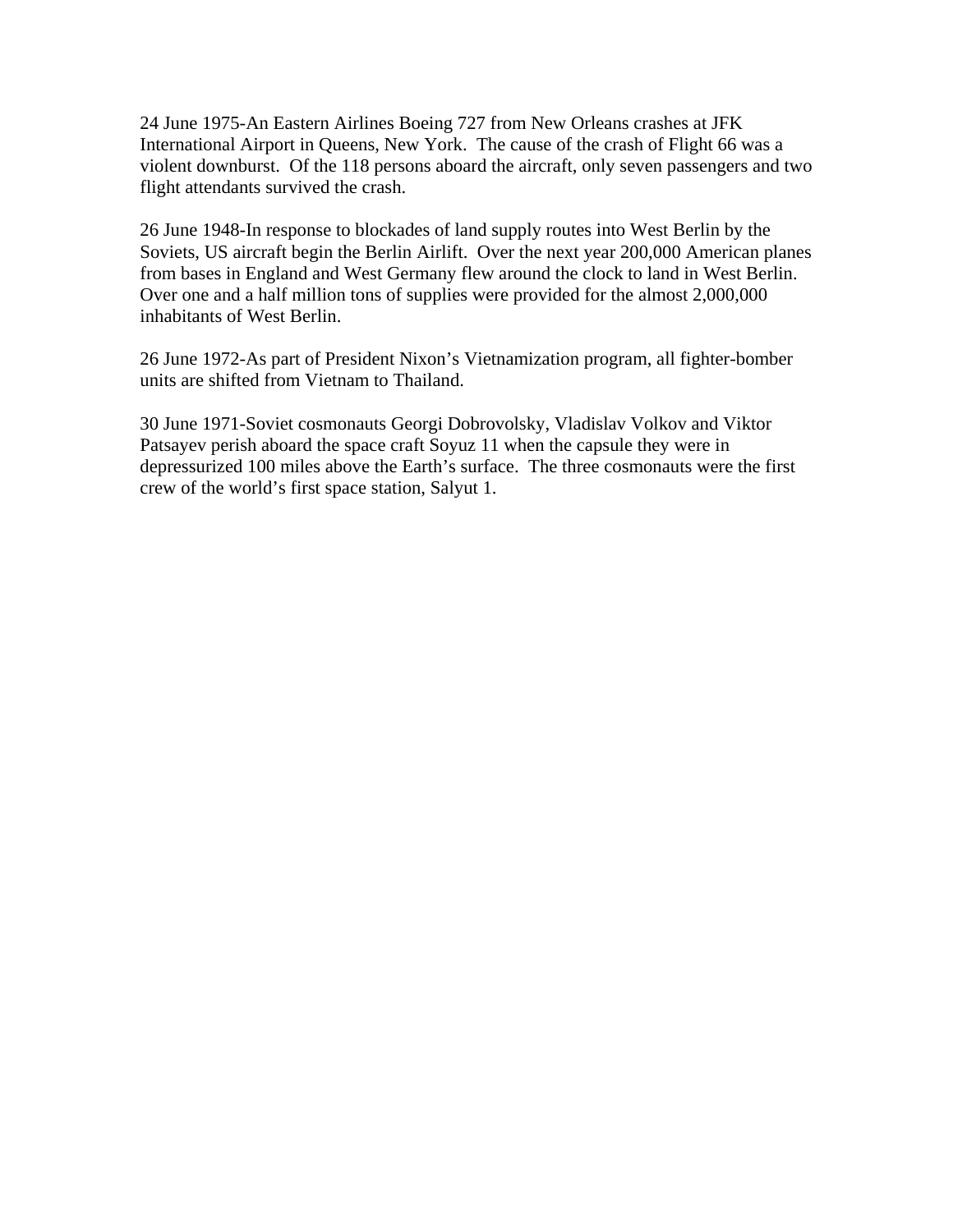24 June 1975-An Eastern Airlines Boeing 727 from New Orleans crashes at JFK International Airport in Queens, New York. The cause of the crash of Flight 66 was a violent downburst. Of the 118 persons aboard the aircraft, only seven passengers and two flight attendants survived the crash.

26 June 1948-In response to blockades of land supply routes into West Berlin by the Soviets, US aircraft begin the Berlin Airlift. Over the next year 200,000 American planes from bases in England and West Germany flew around the clock to land in West Berlin. Over one and a half million tons of supplies were provided for the almost 2,000,000 inhabitants of West Berlin.

26 June 1972-As part of President Nixon's Vietnamization program, all fighter-bomber units are shifted from Vietnam to Thailand.

30 June 1971-Soviet cosmonauts Georgi Dobrovolsky, Vladislav Volkov and Viktor Patsayev perish aboard the space craft Soyuz 11 when the capsule they were in depressurized 100 miles above the Earth's surface. The three cosmonauts were the first crew of the world's first space station, Salyut 1.